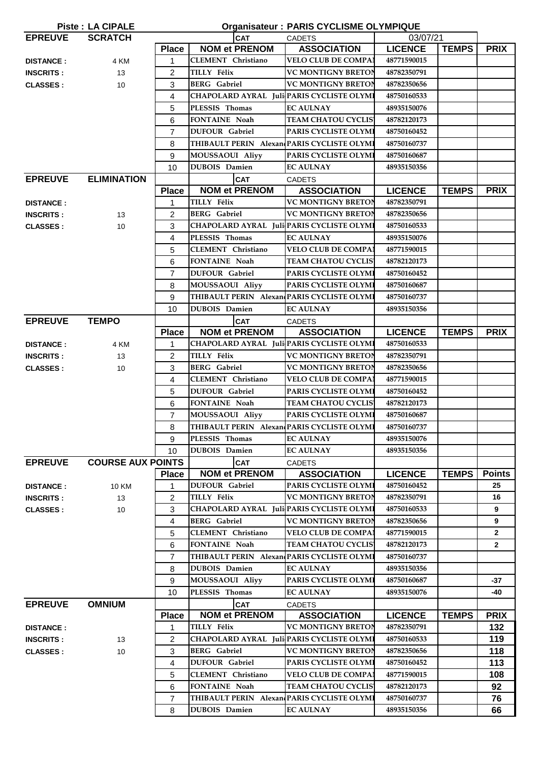**Piste : LA CIPALE** | **Organisateur : PARIS CYCLISME OLYMPIQUE**

| EPREUVE | SCRATCH | | CAT | CADETS | 03/07/21 | | |
|---|---|---|---|---|---|---|---|
| | | **Place** | **NOM et PRENOM** | **ASSOCIATION** | **LICENCE** | **TEMPS** | **PRIX** |
| **DISTANCE :** | 4 KM | 1 | CLEMENT Christiano | VELO CLUB DE COMPAI | 48771590015 | | |
| **INSCRITS :** | 13 | 2 | TILLY Félix | VC MONTIGNY BRETON | 48782350791 | | |
| **CLASSES :** | 10 | 3 | BERG Gabriel | VC MONTIGNY BRETON | 48782350656 | | |
| | | 4 | CHAPOLARD AYRAL Juli | PARIS CYCLISTE OLYMI | 48750160533 | | |
| | | 5 | PLESSIS Thomas | EC AULNAY | 48935150076 | | |
| | | 6 | FONTAINE Noah | TEAM CHATOU CYCLIS | 48782120173 | | |
| | | 7 | DUFOUR Gabriel | PARIS CYCLISTE OLYMI | 48750160452 | | |
| | | 8 | THIBAULT PERIN Alexan | PARIS CYCLISTE OLYMI | 48750160737 | | |
| | | 9 | MOUSSAOUI Aliyy | PARIS CYCLISTE OLYMI | 48750160687 | | |
| | | 10 | DUBOIS Damien | EC AULNAY | 48935150356 | | |

| EPREUVE | ELIMINATION | | CAT | CADETS | | | |
|---|---|---|---|---|---|---|---|
| | | **Place** | **NOM et PRENOM** | **ASSOCIATION** | **LICENCE** | **TEMPS** | **PRIX** |
| **DISTANCE :** | | 1 | TILLY Félix | VC MONTIGNY BRETON | 48782350791 | | |
| **INSCRITS :** | 13 | 2 | BERG Gabriel | VC MONTIGNY BRETON | 48782350656 | | |
| **CLASSES :** | 10 | 3 | CHAPOLARD AYRAL Juli | PARIS CYCLISTE OLYMI | 48750160533 | | |
| | | 4 | PLESSIS Thomas | EC AULNAY | 48935150076 | | |
| | | 5 | CLEMENT Christiano | VELO CLUB DE COMPAI | 48771590015 | | |
| | | 6 | FONTAINE Noah | TEAM CHATOU CYCLIS | 48782120173 | | |
| | | 7 | DUFOUR Gabriel | PARIS CYCLISTE OLYMI | 48750160452 | | |
| | | 8 | MOUSSAOUI Aliyy | PARIS CYCLISTE OLYMI | 48750160687 | | |
| | | 9 | THIBAULT PERIN Alexan | PARIS CYCLISTE OLYMI | 48750160737 | | |
| | | 10 | DUBOIS Damien | EC AULNAY | 48935150356 | | |

| EPREUVE | TEMPO | | CAT | CADETS | | | |
|---|---|---|---|---|---|---|---|
| | | **Place** | **NOM et PRENOM** | **ASSOCIATION** | **LICENCE** | **TEMPS** | **PRIX** |
| **DISTANCE :** | 4 KM | 1 | CHAPOLARD AYRAL Juli | PARIS CYCLISTE OLYMI | 48750160533 | | |
| **INSCRITS :** | 13 | 2 | TILLY Félix | VC MONTIGNY BRETON | 48782350791 | | |
| **CLASSES :** | 10 | 3 | BERG Gabriel | VC MONTIGNY BRETON | 48782350656 | | |
| | | 4 | CLEMENT Christiano | VELO CLUB DE COMPAI | 48771590015 | | |
| | | 5 | DUFOUR Gabriel | PARIS CYCLISTE OLYMI | 48750160452 | | |
| | | 6 | FONTAINE Noah | TEAM CHATOU CYCLIS | 48782120173 | | |
| | | 7 | MOUSSAOUI Aliyy | PARIS CYCLISTE OLYMI | 48750160687 | | |
| | | 8 | THIBAULT PERIN Alexan | PARIS CYCLISTE OLYMI | 48750160737 | | |
| | | 9 | PLESSIS Thomas | EC AULNAY | 48935150076 | | |
| | | 10 | DUBOIS Damien | EC AULNAY | 48935150356 | | |

| EPREUVE | COURSE AUX POINTS | | CAT | CADETS | | | |
|---|---|---|---|---|---|---|---|
| | | **Place** | **NOM et PRENOM** | **ASSOCIATION** | **LICENCE** | **TEMPS** | **Points** |
| **DISTANCE :** | 10 KM | 1 | DUFOUR Gabriel | PARIS CYCLISTE OLYMI | 48750160452 | | 25 |
| **INSCRITS :** | 13 | 2 | TILLY Félix | VC MONTIGNY BRETON | 48782350791 | | 16 |
| **CLASSES :** | 10 | 3 | CHAPOLARD AYRAL Juli | PARIS CYCLISTE OLYMI | 48750160533 | | 9 |
| | | 4 | BERG Gabriel | VC MONTIGNY BRETON | 48782350656 | | 9 |
| | | 5 | CLEMENT Christiano | VELO CLUB DE COMPAI | 48771590015 | | 2 |
| | | 6 | FONTAINE Noah | TEAM CHATOU CYCLIS | 48782120173 | | 2 |
| | | 7 | THIBAULT PERIN Alexan | PARIS CYCLISTE OLYMI | 48750160737 | | |
| | | 8 | DUBOIS Damien | EC AULNAY | 48935150356 | | |
| | | 9 | MOUSSAOUI Aliyy | PARIS CYCLISTE OLYMI | 48750160687 | | -37 |
| | | 10 | PLESSIS Thomas | EC AULNAY | 48935150076 | | -40 |

| EPREUVE | OMNIUM | | CAT | CADETS | | | |
|---|---|---|---|---|---|---|---|
| | | **Place** | **NOM et PRENOM** | **ASSOCIATION** | **LICENCE** | **TEMPS** | **PRIX** |
| **DISTANCE :** | | 1 | TILLY Félix | VC MONTIGNY BRETON | 48782350791 | | 132 |
| **INSCRITS :** | 13 | 2 | CHAPOLARD AYRAL Juli | PARIS CYCLISTE OLYMI | 48750160533 | | 119 |
| **CLASSES :** | 10 | 3 | BERG Gabriel | VC MONTIGNY BRETON | 48782350656 | | 118 |
| | | 4 | DUFOUR Gabriel | PARIS CYCLISTE OLYMI | 48750160452 | | 113 |
| | | 5 | CLEMENT Christiano | VELO CLUB DE COMPAI | 48771590015 | | 108 |
| | | 6 | FONTAINE Noah | TEAM CHATOU CYCLIS | 48782120173 | | 92 |
| | | 7 | THIBAULT PERIN Alexan | PARIS CYCLISTE OLYMI | 48750160737 | | 76 |
| | | 8 | DUBOIS Damien | EC AULNAY | 48935150356 | | 66 |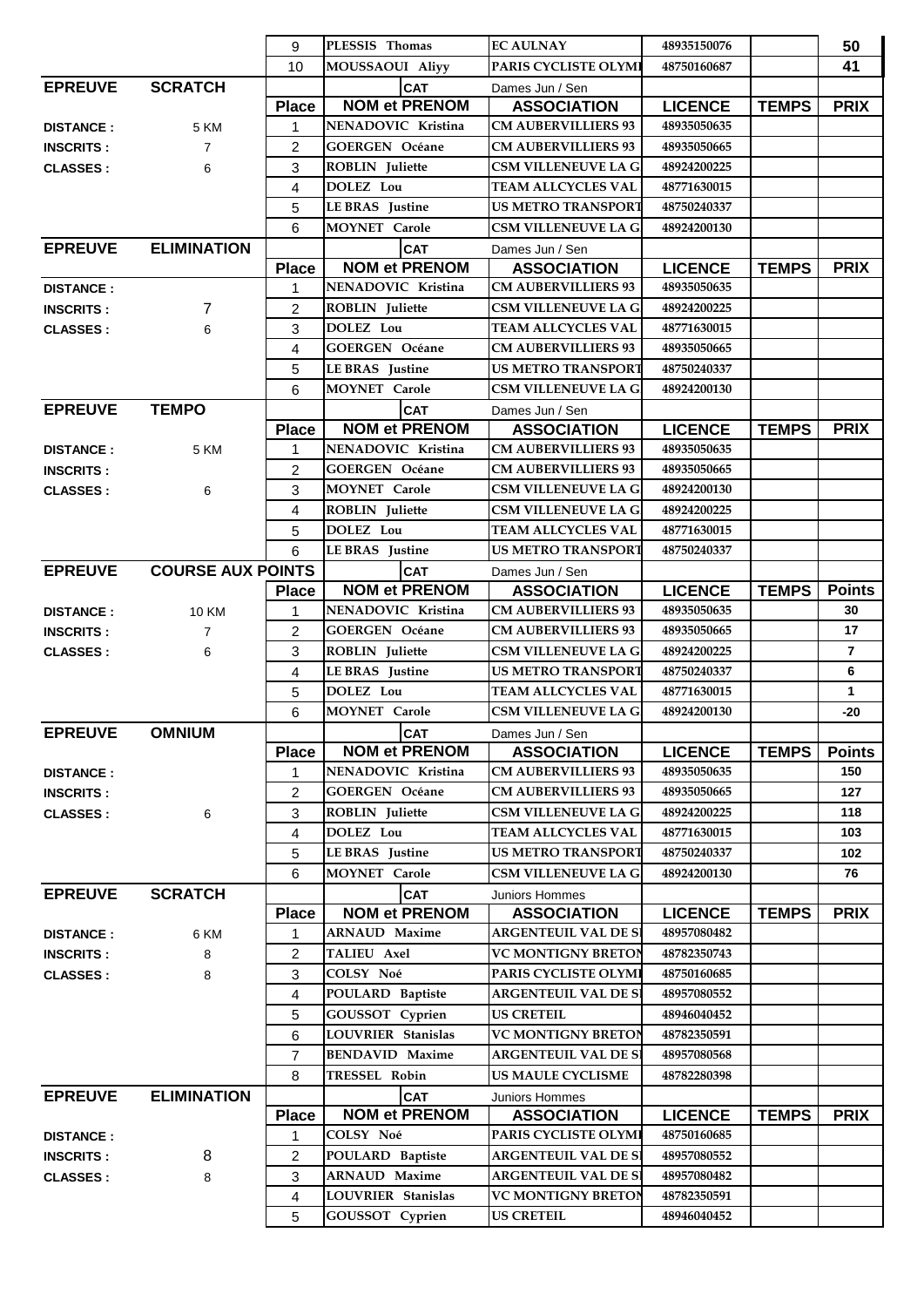| | | | | | | | |
|---|---|---|---|---|---|---|---|
| | | 9 | PLESSIS Thomas | EC AULNAY | 48935150076 | | 50 |
| | | 10 | MOUSSAOUI Aliyy | PARIS CYCLISTE OLYMI | 48750160687 | | 41 |

| EPREUVE | SCRATCH | | CAT | Dames Jun / Sen | | | |
|---|---|---|---|---|---|---|---|
| | | **Place** | **NOM et PRENOM** | **ASSOCIATION** | **LICENCE** | **TEMPS** | **PRIX** |
| **DISTANCE :** | 5 KM | 1 | NENADOVIC Kristina | CM AUBERVILLIERS 93 | 48935050635 | | |
| **INSCRITS :** | 7 | 2 | GOERGEN Océane | CM AUBERVILLIERS 93 | 48935050665 | | |
| **CLASSES :** | 6 | 3 | ROBLIN Juliette | CSM VILLENEUVE LA G | 48924200225 | | |
| | | 4 | DOLEZ Lou | TEAM ALLCYCLES VAL | 48771630015 | | |
| | | 5 | LE BRAS Justine | US METRO TRANSPORT | 48750240337 | | |
| | | 6 | MOYNET Carole | CSM VILLENEUVE LA G | 48924200130 | | |

| EPREUVE | ELIMINATION | | CAT | Dames Jun / Sen | | | |
|---|---|---|---|---|---|---|---|
| | | **Place** | **NOM et PRENOM** | **ASSOCIATION** | **LICENCE** | **TEMPS** | **PRIX** |
| **DISTANCE :** | | 1 | NENADOVIC Kristina | CM AUBERVILLIERS 93 | 48935050635 | | |
| **INSCRITS :** | 7 | 2 | ROBLIN Juliette | CSM VILLENEUVE LA G | 48924200225 | | |
| **CLASSES :** | 6 | 3 | DOLEZ Lou | TEAM ALLCYCLES VAL | 48771630015 | | |
| | | 4 | GOERGEN Océane | CM AUBERVILLIERS 93 | 48935050665 | | |
| | | 5 | LE BRAS Justine | US METRO TRANSPORT | 48750240337 | | |
| | | 6 | MOYNET Carole | CSM VILLENEUVE LA G | 48924200130 | | |

| EPREUVE | TEMPO | | CAT | Dames Jun / Sen | | | |
|---|---|---|---|---|---|---|---|
| | | **Place** | **NOM et PRENOM** | **ASSOCIATION** | **LICENCE** | **TEMPS** | **PRIX** |
| **DISTANCE :** | 5 KM | 1 | NENADOVIC Kristina | CM AUBERVILLIERS 93 | 48935050635 | | |
| **INSCRITS :** | | 2 | GOERGEN Océane | CM AUBERVILLIERS 93 | 48935050665 | | |
| **CLASSES :** | 6 | 3 | MOYNET Carole | CSM VILLENEUVE LA G | 48924200130 | | |
| | | 4 | ROBLIN Juliette | CSM VILLENEUVE LA G | 48924200225 | | |
| | | 5 | DOLEZ Lou | TEAM ALLCYCLES VAL | 48771630015 | | |
| | | 6 | LE BRAS Justine | US METRO TRANSPORT | 48750240337 | | |

| EPREUVE | COURSE AUX POINTS | | CAT | Dames Jun / Sen | | | |
|---|---|---|---|---|---|---|---|
| | | **Place** | **NOM et PRENOM** | **ASSOCIATION** | **LICENCE** | **TEMPS** | **Points** |
| **DISTANCE :** | 10 KM | 1 | NENADOVIC Kristina | CM AUBERVILLIERS 93 | 48935050635 | | 30 |
| **INSCRITS :** | 7 | 2 | GOERGEN Océane | CM AUBERVILLIERS 93 | 48935050665 | | 17 |
| **CLASSES :** | 6 | 3 | ROBLIN Juliette | CSM VILLENEUVE LA G | 48924200225 | | 7 |
| | | 4 | LE BRAS Justine | US METRO TRANSPORT | 48750240337 | | 6 |
| | | 5 | DOLEZ Lou | TEAM ALLCYCLES VAL | 48771630015 | | 1 |
| | | 6 | MOYNET Carole | CSM VILLENEUVE LA G | 48924200130 | | -20 |

| EPREUVE | OMNIUM | | CAT | Dames Jun / Sen | | | |
|---|---|---|---|---|---|---|---|
| | | **Place** | **NOM et PRENOM** | **ASSOCIATION** | **LICENCE** | **TEMPS** | **Points** |
| **DISTANCE :** | | 1 | NENADOVIC Kristina | CM AUBERVILLIERS 93 | 48935050635 | | 150 |
| **INSCRITS :** | | 2 | GOERGEN Océane | CM AUBERVILLIERS 93 | 48935050665 | | 127 |
| **CLASSES :** | 6 | 3 | ROBLIN Juliette | CSM VILLENEUVE LA G | 48924200225 | | 118 |
| | | 4 | DOLEZ Lou | TEAM ALLCYCLES VAL | 48771630015 | | 103 |
| | | 5 | LE BRAS Justine | US METRO TRANSPORT | 48750240337 | | 102 |
| | | 6 | MOYNET Carole | CSM VILLENEUVE LA G | 48924200130 | | 76 |

| EPREUVE | SCRATCH | | CAT | Juniors Hommes | | | |
|---|---|---|---|---|---|---|---|
| | | **Place** | **NOM et PRENOM** | **ASSOCIATION** | **LICENCE** | **TEMPS** | **PRIX** |
| **DISTANCE :** | 6 KM | 1 | ARNAUD Maxime | ARGENTEUIL VAL DE SI | 48957080482 | | |
| **INSCRITS :** | 8 | 2 | TALIEU Axel | VC MONTIGNY BRETON | 48782350743 | | |
| **CLASSES :** | 8 | 3 | COLSY Noé | PARIS CYCLISTE OLYMI | 48750160685 | | |
| | | 4 | POULARD Baptiste | ARGENTEUIL VAL DE SI | 48957080552 | | |
| | | 5 | GOUSSOT Cyprien | US CRETEIL | 48946040452 | | |
| | | 6 | LOUVRIER Stanislas | VC MONTIGNY BRETON | 48782350591 | | |
| | | 7 | BENDAVID Maxime | ARGENTEUIL VAL DE SI | 48957080568 | | |
| | | 8 | TRESSEL Robin | US MAULE CYCLISME | 48782280398 | | |

| EPREUVE | ELIMINATION | | CAT | Juniors Hommes | | | |
|---|---|---|---|---|---|---|---|
| | | **Place** | **NOM et PRENOM** | **ASSOCIATION** | **LICENCE** | **TEMPS** | **PRIX** |
| **DISTANCE :** | | 1 | COLSY Noé | PARIS CYCLISTE OLYMI | 48750160685 | | |
| **INSCRITS :** | 8 | 2 | POULARD Baptiste | ARGENTEUIL VAL DE SI | 48957080552 | | |
| **CLASSES :** | 8 | 3 | ARNAUD Maxime | ARGENTEUIL VAL DE SI | 48957080482 | | |
| | | 4 | LOUVRIER Stanislas | VC MONTIGNY BRETON | 48782350591 | | |
| | | 5 | GOUSSOT Cyprien | US CRETEIL | 48946040452 | | |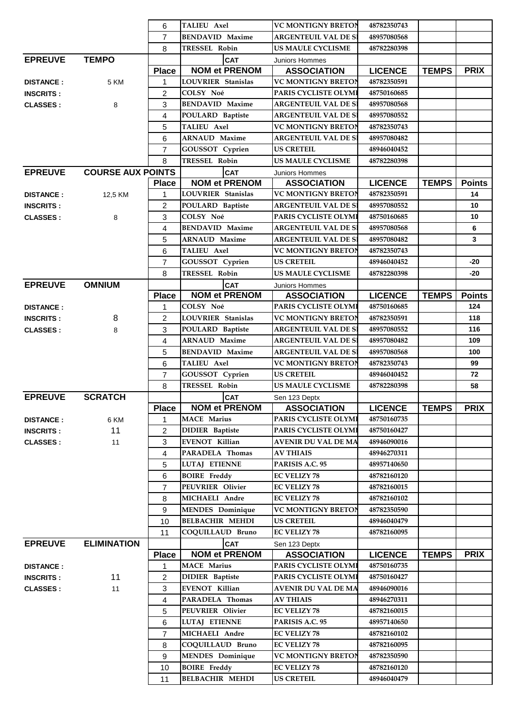| | | Place | NOM et PRENOM | ASSOCIATION | LICENCE | TEMPS | PRIX |
|---|---|---|---|---|---|---|---|
| | | 6 | TALIEU Axel | VC MONTIGNY BRETON | 48782350743 | | |
| | | 7 | BENDAVID Maxime | ARGENTEUIL VAL DE S | 48957080568 | | |
| | | 8 | TRESSEL Robin | US MAULE CYCLISME | 48782280398 | | |

| EPREUVE | TEMPO | | CAT | Juniors Hommes | | | |
|---|---|---|---|---|---|---|---|
| | | **Place** | **NOM et PRENOM** | **ASSOCIATION** | **LICENCE** | **TEMPS** | **PRIX** |
| **DISTANCE :** | 5 KM | 1 | LOUVRIER Stanislas | VC MONTIGNY BRETON | 48782350591 | | |
| **INSCRITS :** | | 2 | COLSY Noé | PARIS CYCLISTE OLYMI | 48750160685 | | |
| **CLASSES :** | 8 | 3 | BENDAVID Maxime | ARGENTEUIL VAL DE S | 48957080568 | | |
| | | 4 | POULARD Baptiste | ARGENTEUIL VAL DE S | 48957080552 | | |
| | | 5 | TALIEU Axel | VC MONTIGNY BRETON | 48782350743 | | |
| | | 6 | ARNAUD Maxime | ARGENTEUIL VAL DE S | 48957080482 | | |
| | | 7 | GOUSSOT Cyprien | US CRETEIL | 48946040452 | | |
| | | 8 | TRESSEL Robin | US MAULE CYCLISME | 48782280398 | | |

| EPREUVE | COURSE AUX POINTS | | CAT | Juniors Hommes | | | |
|---|---|---|---|---|---|---|---|
| | | **Place** | **NOM et PRENOM** | **ASSOCIATION** | **LICENCE** | **TEMPS** | **Points** |
| **DISTANCE :** | 12,5 KM | 1 | LOUVRIER Stanislas | VC MONTIGNY BRETON | 48782350591 | | 14 |
| **INSCRITS :** | | 2 | POULARD Baptiste | ARGENTEUIL VAL DE S | 48957080552 | | 10 |
| **CLASSES :** | 8 | 3 | COLSY Noé | PARIS CYCLISTE OLYMI | 48750160685 | | 10 |
| | | 4 | BENDAVID Maxime | ARGENTEUIL VAL DE S | 48957080568 | | 6 |
| | | 5 | ARNAUD Maxime | ARGENTEUIL VAL DE S | 48957080482 | | 3 |
| | | 6 | TALIEU Axel | VC MONTIGNY BRETON | 48782350743 | | |
| | | 7 | GOUSSOT Cyprien | US CRETEIL | 48946040452 | | -20 |
| | | 8 | TRESSEL Robin | US MAULE CYCLISME | 48782280398 | | -20 |

| EPREUVE | OMNIUM | | CAT | Juniors Hommes | | | |
|---|---|---|---|---|---|---|---|
| | | **Place** | **NOM et PRENOM** | **ASSOCIATION** | **LICENCE** | **TEMPS** | **Points** |
| **DISTANCE :** | | 1 | COLSY Noé | PARIS CYCLISTE OLYMI | 48750160685 | | 124 |
| **INSCRITS :** | 8 | 2 | LOUVRIER Stanislas | VC MONTIGNY BRETON | 48782350591 | | 118 |
| **CLASSES :** | 8 | 3 | POULARD Baptiste | ARGENTEUIL VAL DE S | 48957080552 | | 116 |
| | | 4 | ARNAUD Maxime | ARGENTEUIL VAL DE S | 48957080482 | | 109 |
| | | 5 | BENDAVID Maxime | ARGENTEUIL VAL DE S | 48957080568 | | 100 |
| | | 6 | TALIEU Axel | VC MONTIGNY BRETON | 48782350743 | | 99 |
| | | 7 | GOUSSOT Cyprien | US CRETEIL | 48946040452 | | 72 |
| | | 8 | TRESSEL Robin | US MAULE CYCLISME | 48782280398 | | 58 |

| EPREUVE | SCRATCH | | CAT | Sen 123 Deptx | | | |
|---|---|---|---|---|---|---|---|
| | | **Place** | **NOM et PRENOM** | **ASSOCIATION** | **LICENCE** | **TEMPS** | **PRIX** |
| **DISTANCE :** | 6 KM | 1 | MACE Marius | PARIS CYCLISTE OLYMI | 48750160735 | | |
| **INSCRITS :** | 11 | 2 | DIDIER Baptiste | PARIS CYCLISTE OLYMI | 48750160427 | | |
| **CLASSES :** | 11 | 3 | EVENOT Killian | AVENIR DU VAL DE MA | 48946090016 | | |
| | | 4 | PARADELA Thomas | AV THIAIS | 48946270311 | | |
| | | 5 | LUTAJ ETIENNE | PARISIS A.C. 95 | 48957140650 | | |
| | | 6 | BOIRE Freddy | EC VELIZY 78 | 48782160120 | | |
| | | 7 | PEUVRIER Olivier | EC VELIZY 78 | 48782160015 | | |
| | | 8 | MICHAELI Andre | EC VELIZY 78 | 48782160102 | | |
| | | 9 | MENDES Dominique | VC MONTIGNY BRETON | 48782350590 | | |
| | | 10 | BELBACHIR MEHDI | US CRETEIL | 48946040479 | | |
| | | 11 | COQUILLAUD Bruno | EC VELIZY 78 | 48782160095 | | |

| EPREUVE | ELIMINATION | | CAT | Sen 123 Deptx | | | |
|---|---|---|---|---|---|---|---|
| | | **Place** | **NOM et PRENOM** | **ASSOCIATION** | **LICENCE** | **TEMPS** | **PRIX** |
| **DISTANCE :** | | 1 | MACE Marius | PARIS CYCLISTE OLYMI | 48750160735 | | |
| **INSCRITS :** | 11 | 2 | DIDIER Baptiste | PARIS CYCLISTE OLYMI | 48750160427 | | |
| **CLASSES :** | 11 | 3 | EVENOT Killian | AVENIR DU VAL DE MA | 48946090016 | | |
| | | 4 | PARADELA Thomas | AV THIAIS | 48946270311 | | |
| | | 5 | PEUVRIER Olivier | EC VELIZY 78 | 48782160015 | | |
| | | 6 | LUTAJ ETIENNE | PARISIS A.C. 95 | 48957140650 | | |
| | | 7 | MICHAELI Andre | EC VELIZY 78 | 48782160102 | | |
| | | 8 | COQUILLAUD Bruno | EC VELIZY 78 | 48782160095 | | |
| | | 9 | MENDES Dominique | VC MONTIGNY BRETON | 48782350590 | | |
| | | 10 | BOIRE Freddy | EC VELIZY 78 | 48782160120 | | |
| | | 11 | BELBACHIR MEHDI | US CRETEIL | 48946040479 | | |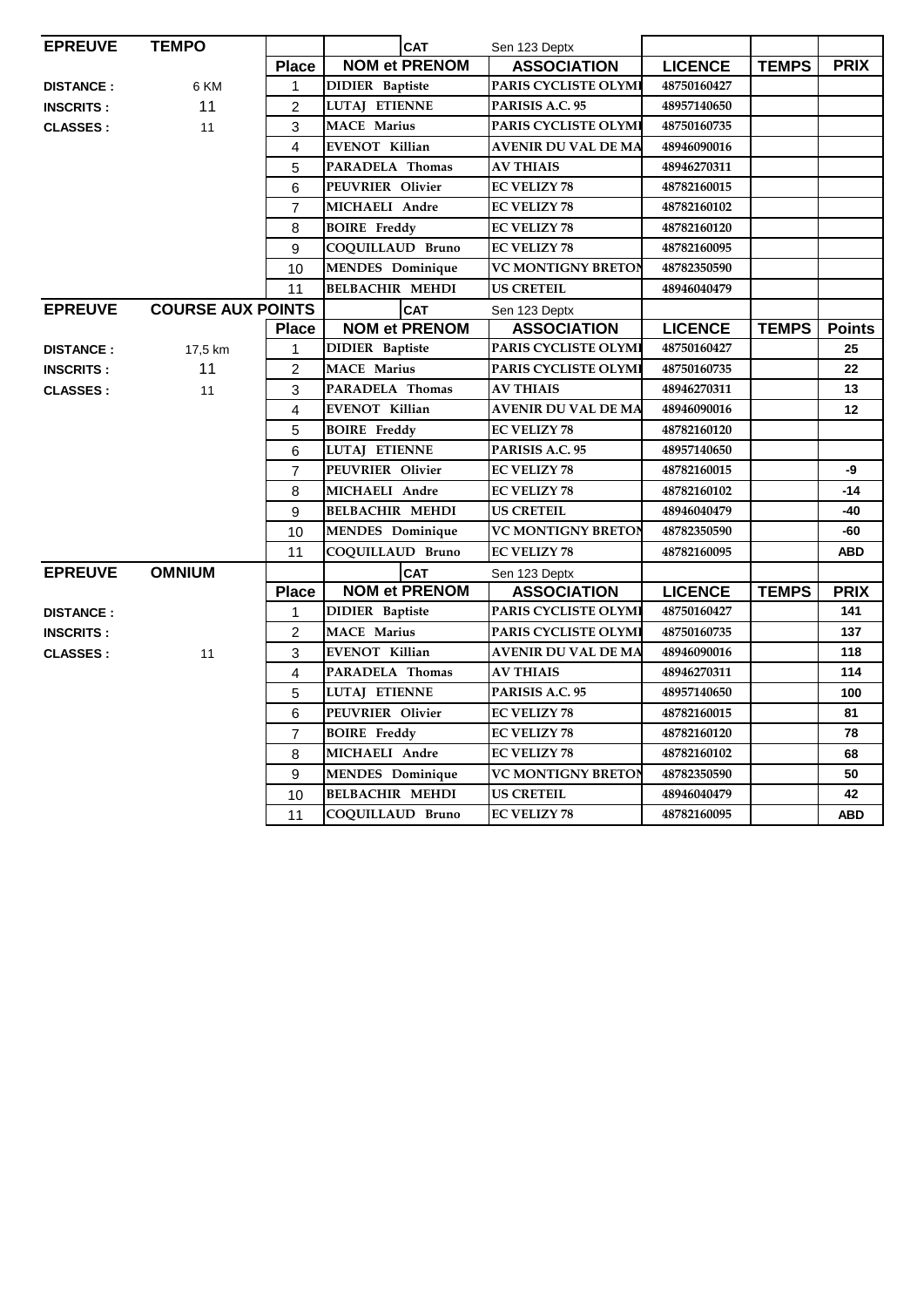| EPREUVE | TEMPO | | CAT | Sen 123 Deptx | | | |
|---|---|---|---|---|---|---|---|
| | | Place | NOM et PRENOM | ASSOCIATION | LICENCE | TEMPS | PRIX |
| DISTANCE : | 6 KM | 1 | DIDIER Baptiste | PARIS CYCLISTE OLYMI | 48750160427 | | |
| INSCRITS : | 11 | 2 | LUTAJ ETIENNE | PARISIS A.C. 95 | 48957140650 | | |
| CLASSES : | 11 | 3 | MACE Marius | PARIS CYCLISTE OLYMI | 48750160735 | | |
| | | 4 | EVENOT Killian | AVENIR DU VAL DE MA | 48946090016 | | |
| | | 5 | PARADELA Thomas | AV THIAIS | 48946270311 | | |
| | | 6 | PEUVRIER Olivier | EC VELIZY 78 | 48782160015 | | |
| | | 7 | MICHAELI Andre | EC VELIZY 78 | 48782160102 | | |
| | | 8 | BOIRE Freddy | EC VELIZY 78 | 48782160120 | | |
| | | 9 | COQUILLAUD Bruno | EC VELIZY 78 | 48782160095 | | |
| | | 10 | MENDES Dominique | VC MONTIGNY BRETON | 48782350590 | | |
| | | 11 | BELBACHIR MEHDI | US CRETEIL | 48946040479 | | |

| EPREUVE | COURSE AUX POINTS | | CAT | Sen 123 Deptx | | | |
|---|---|---|---|---|---|---|---|
| | | Place | NOM et PRENOM | ASSOCIATION | LICENCE | TEMPS | Points |
| DISTANCE : | 17,5 km | 1 | DIDIER Baptiste | PARIS CYCLISTE OLYMI | 48750160427 | | 25 |
| INSCRITS : | 11 | 2 | MACE Marius | PARIS CYCLISTE OLYMI | 48750160735 | | 22 |
| CLASSES : | 11 | 3 | PARADELA Thomas | AV THIAIS | 48946270311 | | 13 |
| | | 4 | EVENOT Killian | AVENIR DU VAL DE MA | 48946090016 | | 12 |
| | | 5 | BOIRE Freddy | EC VELIZY 78 | 48782160120 | | |
| | | 6 | LUTAJ ETIENNE | PARISIS A.C. 95 | 48957140650 | | |
| | | 7 | PEUVRIER Olivier | EC VELIZY 78 | 48782160015 | | -9 |
| | | 8 | MICHAELI Andre | EC VELIZY 78 | 48782160102 | | -14 |
| | | 9 | BELBACHIR MEHDI | US CRETEIL | 48946040479 | | -40 |
| | | 10 | MENDES Dominique | VC MONTIGNY BRETON | 48782350590 | | -60 |
| | | 11 | COQUILLAUD Bruno | EC VELIZY 78 | 48782160095 | | ABD |

| EPREUVE | OMNIUM | | CAT | Sen 123 Deptx | | | |
|---|---|---|---|---|---|---|---|
| | | Place | NOM et PRENOM | ASSOCIATION | LICENCE | TEMPS | PRIX |
| DISTANCE : | | 1 | DIDIER Baptiste | PARIS CYCLISTE OLYMI | 48750160427 | | 141 |
| INSCRITS : | | 2 | MACE Marius | PARIS CYCLISTE OLYMI | 48750160735 | | 137 |
| CLASSES : | 11 | 3 | EVENOT Killian | AVENIR DU VAL DE MA | 48946090016 | | 118 |
| | | 4 | PARADELA Thomas | AV THIAIS | 48946270311 | | 114 |
| | | 5 | LUTAJ ETIENNE | PARISIS A.C. 95 | 48957140650 | | 100 |
| | | 6 | PEUVRIER Olivier | EC VELIZY 78 | 48782160015 | | 81 |
| | | 7 | BOIRE Freddy | EC VELIZY 78 | 48782160120 | | 78 |
| | | 8 | MICHAELI Andre | EC VELIZY 78 | 48782160102 | | 68 |
| | | 9 | MENDES Dominique | VC MONTIGNY BRETON | 48782350590 | | 50 |
| | | 10 | BELBACHIR MEHDI | US CRETEIL | 48946040479 | | 42 |
| | | 11 | COQUILLAUD Bruno | EC VELIZY 78 | 48782160095 | | ABD |